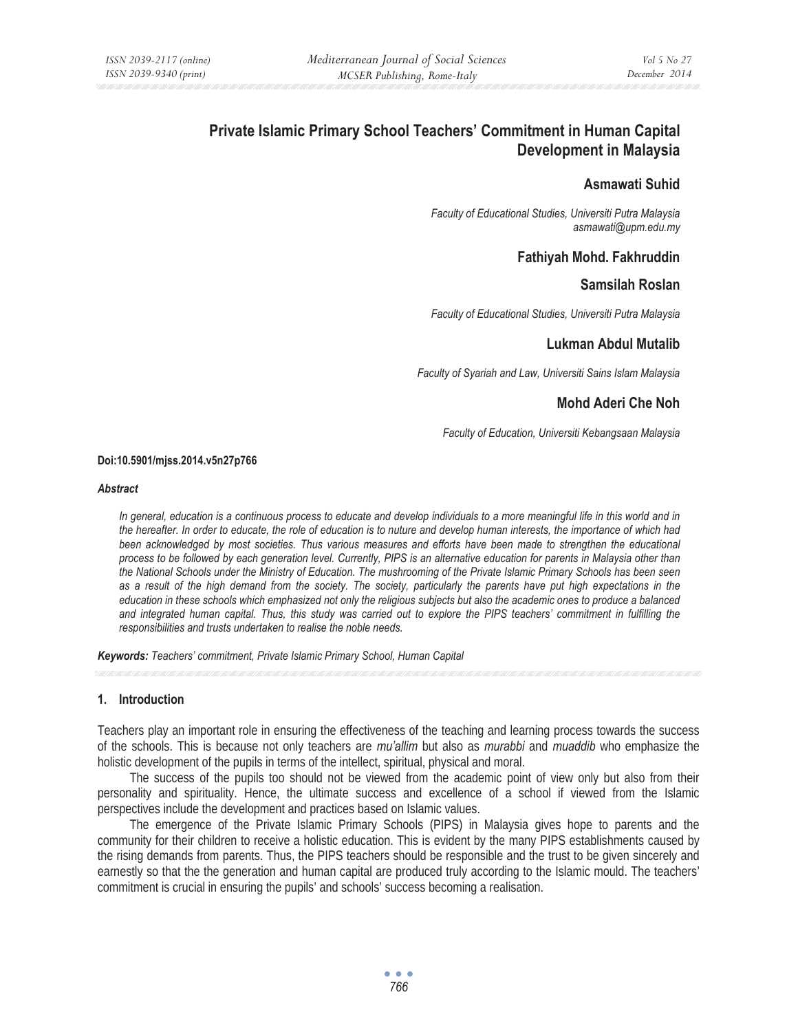# Private Islamic Primary School Teachers' Commitment in Human Capital Development in Malaysia

## Asmawati Suhid

*Faculty of Educational Studies, Universiti Putra Malaysia*
*asmawati@upm.edu.my*

## Fathiyah Mohd. Fakhruddin

## Samsilah Roslan

*Faculty of Educational Studies, Universiti Putra Malaysia*

## Lukman Abdul Mutalib

*Faculty of Syariah and Law, Universiti Sains Islam Malaysia*

## Mohd Aderi Che Noh

*Faculty of Education, Universiti Kebangsaan Malaysia*

**Doi:10.5901/mjss.2014.v5n27p766**

***Abstract***

*In general, education is a continuous process to educate and develop individuals to a more meaningful life in this world and in the hereafter. In order to educate, the role of education is to nuture and develop human interests, the importance of which had been acknowledged by most societies. Thus various measures and efforts have been made to strengthen the educational process to be followed by each generation level. Currently, PIPS is an alternative education for parents in Malaysia other than the National Schools under the Ministry of Education. The mushrooming of the Private Islamic Primary Schools has been seen as a result of the high demand from the society. The society, particularly the parents have put high expectations in the education in these schools which emphasized not only the religious subjects but also the academic ones to produce a balanced and integrated human capital. Thus, this study was carried out to explore the PIPS teachers' commitment in fulfilling the responsibilities and trusts undertaken to realise the noble needs.*

***Keywords:*** *Teachers' commitment, Private Islamic Primary School, Human Capital*

## 1. Introduction

Teachers play an important role in ensuring the effectiveness of the teaching and learning process towards the success of the schools. This is because not only teachers are *mu'allim* but also as *murabbi* and *muaddib* who emphasize the holistic development of the pupils in terms of the intellect, spiritual, physical and moral.

The success of the pupils too should not be viewed from the academic point of view only but also from their personality and spirituality. Hence, the ultimate success and excellence of a school if viewed from the Islamic perspectives include the development and practices based on Islamic values.

The emergence of the Private Islamic Primary Schools (PIPS) in Malaysia gives hope to parents and the community for their children to receive a holistic education. This is evident by the many PIPS establishments caused by the rising demands from parents. Thus, the PIPS teachers should be responsible and the trust to be given sincerely and earnestly so that the the generation and human capital are produced truly according to the Islamic mould. The teachers' commitment is crucial in ensuring the pupils' and schools' success becoming a realisation.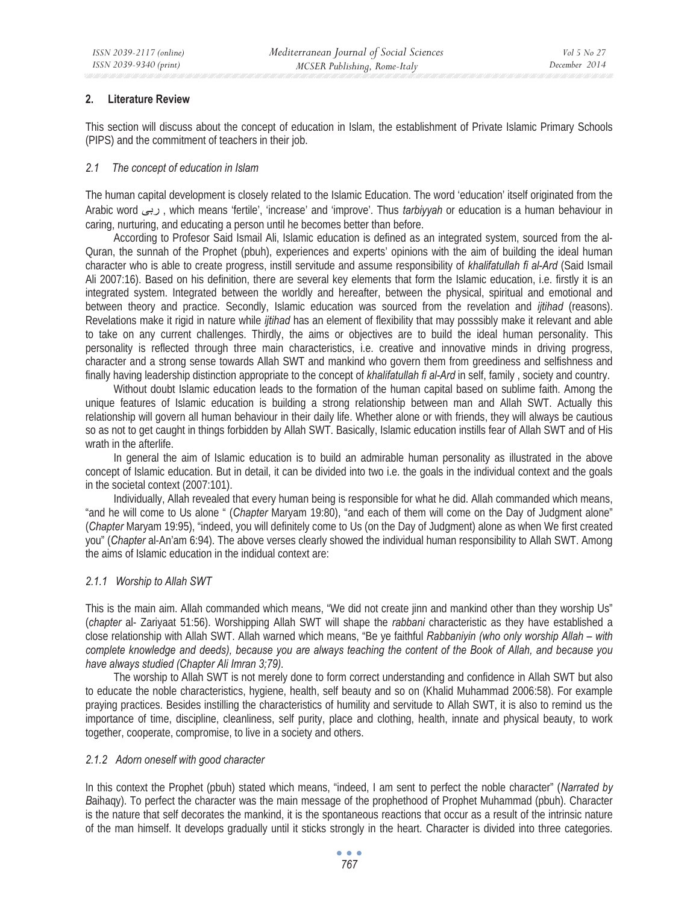## 2. Literature Review

This section will discuss about the concept of education in Islam, the establishment of Private Islamic Primary Schools (PIPS) and the commitment of teachers in their job.

### *2.1 The concept of education in Islam*

The human capital development is closely related to the Islamic Education. The word 'education' itself originated from the Arabic word ربى , which means 'fertile', 'increase' and 'improve'. Thus *tarbiyyah* or education is a human behaviour in caring, nurturing, and educating a person until he becomes better than before.

According to Profesor Said Ismail Ali, Islamic education is defined as an integrated system, sourced from the al-Quran, the sunnah of the Prophet (pbuh), experiences and experts' opinions with the aim of building the ideal human character who is able to create progress, instill servitude and assume responsibility of *khalifatullah fi al-Ard* (Said Ismail Ali 2007:16). Based on his definition, there are several key elements that form the Islamic education, i.e. firstly it is an integrated system. Integrated between the worldly and hereafter, between the physical, spiritual and emotional and between theory and practice. Secondly, Islamic education was sourced from the revelation and *ijtihad* (reasons). Revelations make it rigid in nature while *ijtihad* has an element of flexibility that may posssibly make it relevant and able to take on any current challenges. Thirdly, the aims or objectives are to build the ideal human personality. This personality is reflected through three main characteristics, i.e. creative and innovative minds in driving progress, character and a strong sense towards Allah SWT and mankind who govern them from greediness and selfishness and finally having leadership distinction appropriate to the concept of *khalifatullah fi al-Ard* in self, family , society and country.

Without doubt Islamic education leads to the formation of the human capital based on sublime faith. Among the unique features of Islamic education is building a strong relationship between man and Allah SWT. Actually this relationship will govern all human behaviour in their daily life. Whether alone or with friends, they will always be cautious so as not to get caught in things forbidden by Allah SWT. Basically, Islamic education instills fear of Allah SWT and of His wrath in the afterlife.

In general the aim of Islamic education is to build an admirable human personality as illustrated in the above concept of Islamic education. But in detail, it can be divided into two i.e. the goals in the individual context and the goals in the societal context (2007:101).

Individually, Allah revealed that every human being is responsible for what he did. Allah commanded which means, "and he will come to Us alone " (*Chapter* Maryam 19:80), "and each of them will come on the Day of Judgment alone" (*Chapter* Maryam 19:95), "indeed, you will definitely come to Us (on the Day of Judgment) alone as when We first created you" (*Chapter* al-An'am 6:94). The above verses clearly showed the individual human responsibility to Allah SWT. Among the aims of Islamic education in the indidual context are:

#### *2.1.1 Worship to Allah SWT*

This is the main aim. Allah commanded which means, "We did not create jinn and mankind other than they worship Us" (*chapter* al- Zariyaat 51:56). Worshipping Allah SWT will shape the *rabbani* characteristic as they have established a close relationship with Allah SWT. Allah warned which means, "Be ye faithful *Rabbaniyin (who only worship Allah – with complete knowledge and deeds), because you are always teaching the content of the Book of Allah, and because you have always studied (Chapter Ali Imran 3;79).*

The worship to Allah SWT is not merely done to form correct understanding and confidence in Allah SWT but also to educate the noble characteristics, hygiene, health, self beauty and so on (Khalid Muhammad 2006:58). For example praying practices. Besides instilling the characteristics of humility and servitude to Allah SWT, it is also to remind us the importance of time, discipline, cleanliness, self purity, place and clothing, health, innate and physical beauty, to work together, cooperate, compromise, to live in a society and others.

#### *2.1.2 Adorn oneself with good character*

In this context the Prophet (pbuh) stated which means, "indeed, I am sent to perfect the noble character" (*Narrated by B*aihaqy). To perfect the character was the main message of the prophethood of Prophet Muhammad (pbuh). Character is the nature that self decorates the mankind, it is the spontaneous reactions that occur as a result of the intrinsic nature of the man himself. It develops gradually until it sticks strongly in the heart. Character is divided into three categories.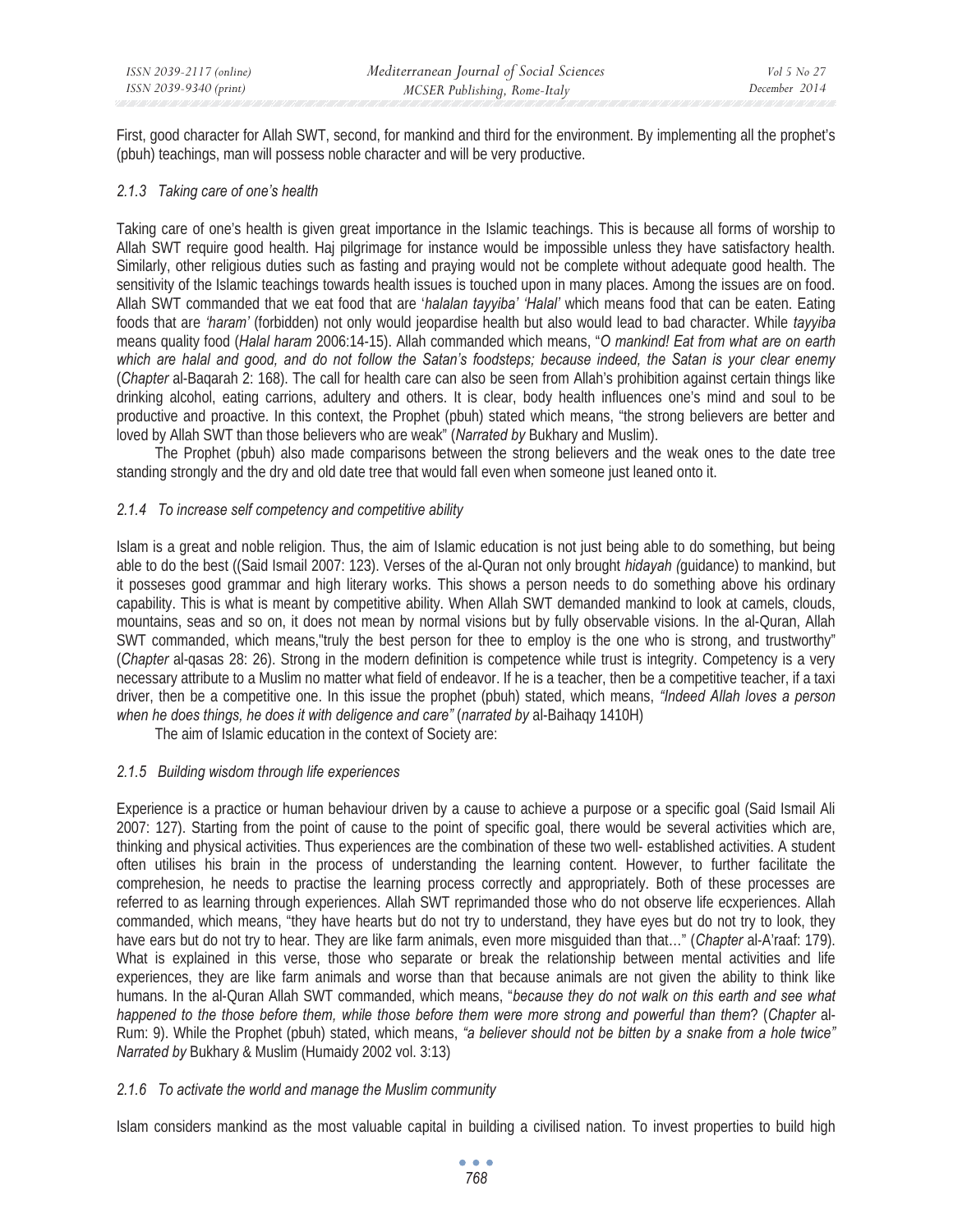First, good character for Allah SWT, second, for mankind and third for the environment. By implementing all the prophet's (pbuh) teachings, man will possess noble character and will be very productive.

### *2.1.3 Taking care of one's health*

Taking care of one's health is given great importance in the Islamic teachings. This is because all forms of worship to Allah SWT require good health. Haj pilgrimage for instance would be impossible unless they have satisfactory health. Similarly, other religious duties such as fasting and praying would not be complete without adequate good health. The sensitivity of the Islamic teachings towards health issues is touched upon in many places. Among the issues are on food. Allah SWT commanded that we eat food that are '*halalan tayyiba' 'Halal'* which means food that can be eaten. Eating foods that are *'haram'* (forbidden) not only would jeopardise health but also would lead to bad character. While *tayyiba* means quality food (*Halal haram* 2006:14-15). Allah commanded which means, "*O mankind! Eat from what are on earth which are halal and good, and do not follow the Satan's foodsteps; because indeed, the Satan is your clear enemy* (*Chapter* al-Baqarah 2: 168). The call for health care can also be seen from Allah's prohibition against certain things like drinking alcohol, eating carrions, adultery and others. It is clear, body health influences one's mind and soul to be productive and proactive. In this context, the Prophet (pbuh) stated which means, "the strong believers are better and loved by Allah SWT than those believers who are weak" (*Narrated by* Bukhary and Muslim).

The Prophet (pbuh) also made comparisons between the strong believers and the weak ones to the date tree standing strongly and the dry and old date tree that would fall even when someone just leaned onto it.

### *2.1.4 To increase self competency and competitive ability*

Islam is a great and noble religion. Thus, the aim of Islamic education is not just being able to do something, but being able to do the best ((Said Ismail 2007: 123). Verses of the al-Quran not only brought *hidayah (*guidance) to mankind, but it posseses good grammar and high literary works. This shows a person needs to do something above his ordinary capability. This is what is meant by competitive ability. When Allah SWT demanded mankind to look at camels, clouds, mountains, seas and so on, it does not mean by normal visions but by fully observable visions. In the al-Quran, Allah SWT commanded, which means,"truly the best person for thee to employ is the one who is strong, and trustworthy" (*Chapter* al-qasas 28: 26). Strong in the modern definition is competence while trust is integrity. Competency is a very necessary attribute to a Muslim no matter what field of endeavor. If he is a teacher, then be a competitive teacher, if a taxi driver, then be a competitive one. In this issue the prophet (pbuh) stated, which means, *"Indeed Allah loves a person when he does things, he does it with deligence and care"* (*narrated by* al-Baihaqy 1410H)

The aim of Islamic education in the context of Society are:

### *2.1.5 Building wisdom through life experiences*

Experience is a practice or human behaviour driven by a cause to achieve a purpose or a specific goal (Said Ismail Ali 2007: 127). Starting from the point of cause to the point of specific goal, there would be several activities which are, thinking and physical activities. Thus experiences are the combination of these two well- established activities. A student often utilises his brain in the process of understanding the learning content. However, to further facilitate the comprehesion, he needs to practise the learning process correctly and appropriately. Both of these processes are referred to as learning through experiences. Allah SWT reprimanded those who do not observe life ecxperiences. Allah commanded, which means, "they have hearts but do not try to understand, they have eyes but do not try to look, they have ears but do not try to hear. They are like farm animals, even more misguided than that…" (*Chapter* al-A'raaf: 179). What is explained in this verse, those who separate or break the relationship between mental activities and life experiences, they are like farm animals and worse than that because animals are not given the ability to think like humans. In the al-Quran Allah SWT commanded, which means, "*because they do not walk on this earth and see what happened to the those before them, while those before them were more strong and powerful than them*? (*Chapter* al-Rum: 9). While the Prophet (pbuh) stated, which means, *"a believer should not be bitten by a snake from a hole twice" Narrated by* Bukhary & Muslim (Humaidy 2002 vol. 3:13)

### *2.1.6 To activate the world and manage the Muslim community*

Islam considers mankind as the most valuable capital in building a civilised nation. To invest properties to build high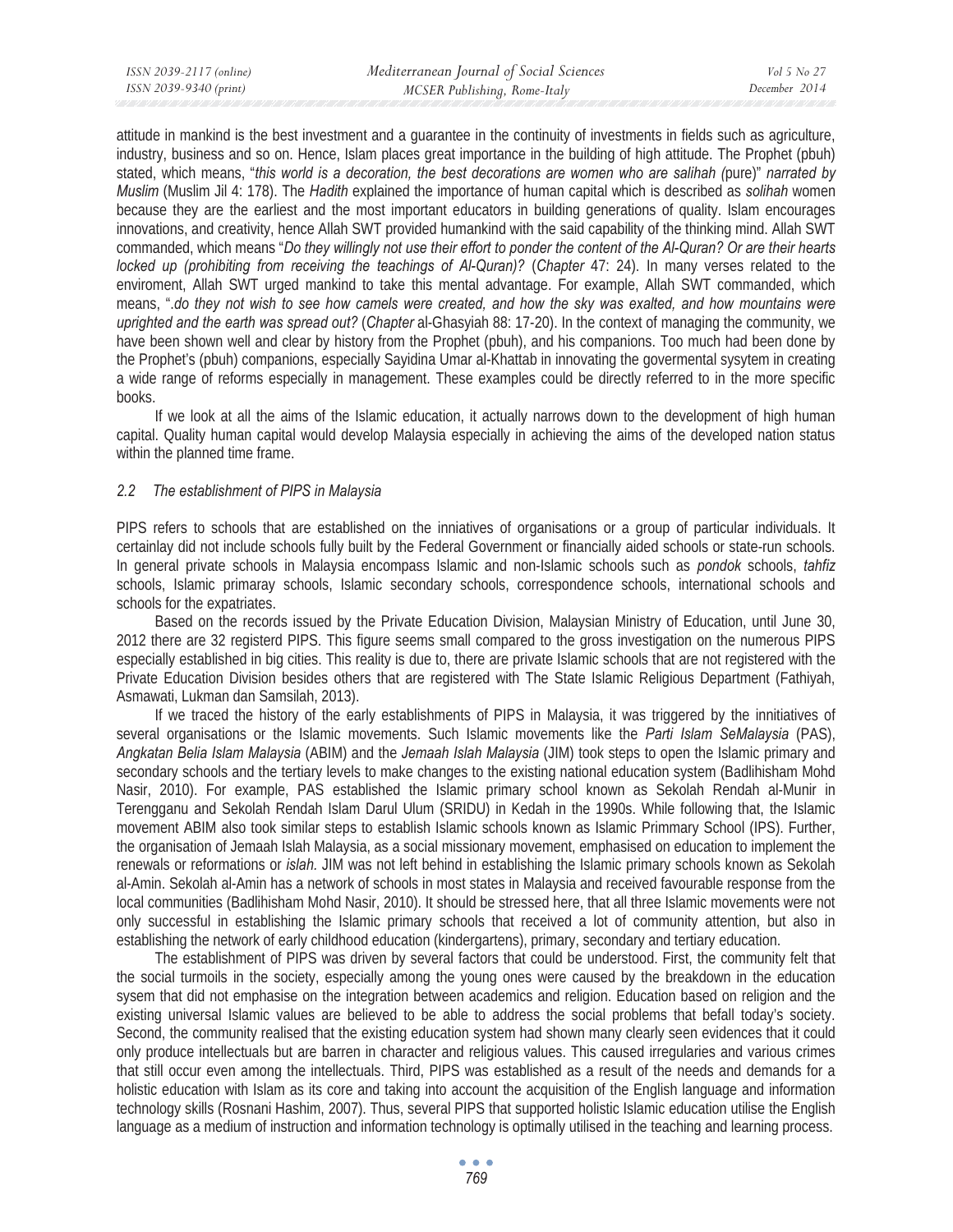attitude in mankind is the best investment and a guarantee in the continuity of investments in fields such as agriculture, industry, business and so on. Hence, Islam places great importance in the building of high attitude. The Prophet (pbuh) stated, which means, "*this world is a decoration, the best decorations are women who are salihah (*pure)" *narrated by Muslim* (Muslim Jil 4: 178). The *Hadith* explained the importance of human capital which is described as *solihah* women because they are the earliest and the most important educators in building generations of quality. Islam encourages innovations, and creativity, hence Allah SWT provided humankind with the said capability of the thinking mind. Allah SWT commanded, which means "*Do they willingly not use their effort to ponder the content of the Al-Quran? Or are their hearts locked up (prohibiting from receiving the teachings of Al-Quran)?* (*Chapter* 47: 24). In many verses related to the enviroment, Allah SWT urged mankind to take this mental advantage. For example, Allah SWT commanded, which means, ".*do they not wish to see how camels were created, and how the sky was exalted, and how mountains were uprighted and the earth was spread out?* (*Chapter* al-Ghasyiah 88: 17-20). In the context of managing the community, we have been shown well and clear by history from the Prophet (pbuh), and his companions. Too much had been done by the Prophet's (pbuh) companions, especially Sayidina Umar al-Khattab in innovating the govermental sysytem in creating a wide range of reforms especially in management. These examples could be directly referred to in the more specific books.

If we look at all the aims of the Islamic education, it actually narrows down to the development of high human capital. Quality human capital would develop Malaysia especially in achieving the aims of the developed nation status within the planned time frame.

### *2.2 The establishment of PIPS in Malaysia*

PIPS refers to schools that are established on the inniatives of organisations or a group of particular individuals. It certainlay did not include schools fully built by the Federal Government or financially aided schools or state-run schools. In general private schools in Malaysia encompass Islamic and non-Islamic schools such as *pondok* schools, *tahfiz* schools, Islamic primaray schools, Islamic secondary schools, correspondence schools, international schools and schools for the expatriates.

Based on the records issued by the Private Education Division, Malaysian Ministry of Education, until June 30, 2012 there are 32 registerd PIPS. This figure seems small compared to the gross investigation on the numerous PIPS especially established in big cities. This reality is due to, there are private Islamic schools that are not registered with the Private Education Division besides others that are registered with The State Islamic Religious Department (Fathiyah, Asmawati, Lukman dan Samsilah, 2013).

If we traced the history of the early establishments of PIPS in Malaysia, it was triggered by the inniatives of several organisations or the Islamic movements. Such Islamic movements like the *Parti Islam SeMalaysia* (PAS), *Angkatan Belia Islam Malaysia* (ABIM) and the *Jemaah Islah Malaysia* (JIM) took steps to open the Islamic primary and secondary schools and the tertiary levels to make changes to the existing national education system (Badlihisham Mohd Nasir, 2010). For example, PAS established the Islamic primary school known as Sekolah Rendah al-Munir in Terengganu and Sekolah Rendah Islam Darul Ulum (SRIDU) in Kedah in the 1990s. While following that, the Islamic movement ABIM also took similar steps to establish Islamic schools known as Islamic Primmary School (IPS). Further, the organisation of Jemaah Islah Malaysia, as a social missionary movement, emphasised on education to implement the renewals or reformations or *islah.* JIM was not left behind in establishing the Islamic primary schools known as Sekolah al-Amin. Sekolah al-Amin has a network of schools in most states in Malaysia and received favourable response from the local communities (Badlihisham Mohd Nasir, 2010). It should be stressed here, that all three Islamic movements were not only successful in establishing the Islamic primary schools that received a lot of community attention, but also in establishing the network of early childhood education (kindergartens), primary, secondary and tertiary education.

The establishment of PIPS was driven by several factors that could be understood. First, the community felt that the social turmoils in the society, especially among the young ones were caused by the breakdown in the education sysem that did not emphasise on the integration between academics and religion. Education based on religion and the existing universal Islamic values are believed to be able to address the social problems that befall today's society. Second, the community realised that the existing education system had shown many clearly seen evidences that it could only produce intellectuals but are barren in character and religious values. This caused irregularies and various crimes that still occur even among the intellectuals. Third, PIPS was established as a result of the needs and demands for a holistic education with Islam as its core and taking into account the acquisition of the English language and information technology skills (Rosnani Hashim, 2007). Thus, several PIPS that supported holistic Islamic education utilise the English language as a medium of instruction and information technology is optimally utilised in the teaching and learning process.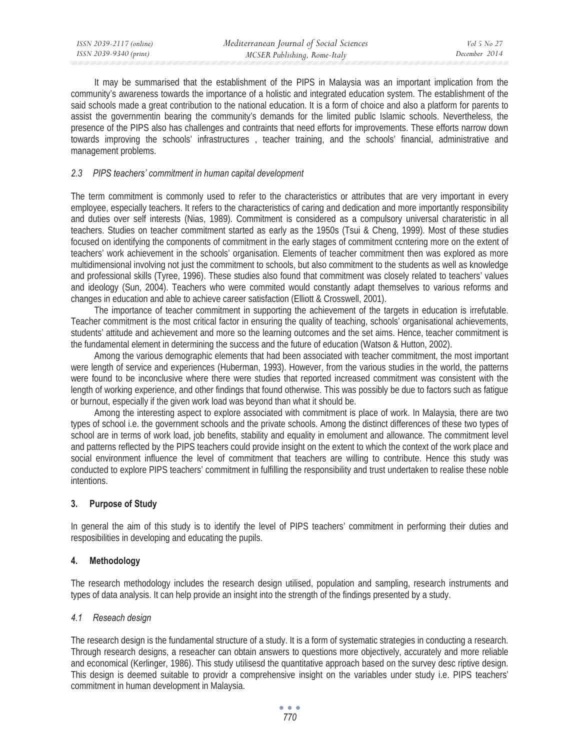It may be summarised that the establishment of the PIPS in Malaysia was an important implication from the community's awareness towards the importance of a holistic and integrated education system. The establishment of the said schools made a great contribution to the national education. It is a form of choice and also a platform for parents to assist the governmentin bearing the community's demands for the limited public Islamic schools. Nevertheless, the presence of the PIPS also has challenges and contraints that need efforts for improvements. These efforts narrow down towards improving the schools' infrastructures , teacher training, and the schools' financial, administrative and management problems.

### *2.3 PIPS teachers' commitment in human capital development*

The term commitment is commonly used to refer to the characteristics or attributes that are very important in every employee, especially teachers. It refers to the characteristics of caring and dedication and more importantly responsibility and duties over self interests (Nias, 1989). Commitment is considered as a compulsory universal charateristic in all teachers. Studies on teacher commitment started as early as the 1950s (Tsui & Cheng, 1999). Most of these studies focused on identifying the components of commitment in the early stages of commitment ccntering more on the extent of teachers' work achievement in the schools' organisation. Elements of teacher commitment then was explored as more multidimensional involving not just the commitment to schools, but also commitment to the students as well as knowledge and professional skills (Tyree, 1996). These studies also found that commitment was closely related to teachers' values and ideology (Sun, 2004). Teachers who were commited would constantly adapt themselves to various reforms and changes in education and able to achieve career satisfaction (Elliott & Crosswell, 2001).

The importance of teacher commitment in supporting the achievement of the targets in education is irrefutable. Teacher commitment is the most critical factor in ensuring the quality of teaching, schools' organisational achievements, students' attitude and achievement and more so the learning outcomes and the set aims. Hence, teacher commitment is the fundamental element in determining the success and the future of education (Watson & Hutton, 2002).

Among the various demographic elements that had been associated with teacher commitment, the most important were length of service and experiences (Huberman, 1993). However, from the various studies in the world, the patterns were found to be inconclusive where there were studies that reported increased commitment was consistent with the length of working experience, and other findings that found otherwise. This was possibly be due to factors such as fatigue or burnout, especially if the given work load was beyond than what it should be.

Among the interesting aspect to explore associated with commitment is place of work. In Malaysia, there are two types of school i.e. the government schools and the private schools. Among the distinct differences of these two types of school are in terms of work load, job benefits, stability and equality in emolument and allowance. The commitment level and patterns reflected by the PIPS teachers could provide insight on the extent to which the context of the work place and social environment influence the level of commitment that teachers are willing to contribute. Hence this study was conducted to explore PIPS teachers' commitment in fulfilling the responsibility and trust undertaken to realise these noble intentions.

## 3. Purpose of Study

In general the aim of this study is to identify the level of PIPS teachers' commitment in performing their duties and resposibilities in developing and educating the pupils.

## 4. Methodology

The research methodology includes the research design utilised, population and sampling, research instruments and types of data analysis. It can help provide an insight into the strength of the findings presented by a study.

### *4.1 Reseach design*

The research design is the fundamental structure of a study. It is a form of systematic strategies in conducting a research. Through research designs, a reseacher can obtain answers to questions more objectively, accurately and more reliable and economical (Kerlinger, 1986). This study utilisesd the quantitative approach based on the survey desc riptive design. This design is deemed suitable to providr a comprehensive insight on the variables under study i.e. PIPS teachers' commitment in human development in Malaysia.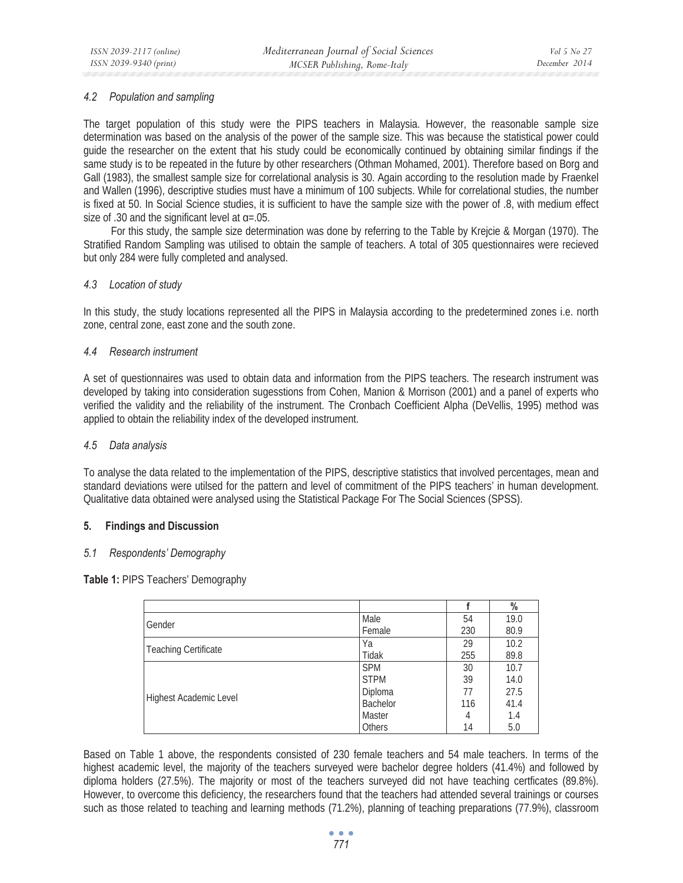### 4.2 Population and sampling

The target population of this study were the PIPS teachers in Malaysia. However, the reasonable sample size determination was based on the analysis of the power of the sample size. This was because the statistical power could guide the researcher on the extent that his study could be economically continued by obtaining similar findings if the same study is to be repeated in the future by other researchers (Othman Mohamed, 2001). Therefore based on Borg and Gall (1983), the smallest sample size for correlational analysis is 30. Again according to the resolution made by Fraenkel and Wallen (1996), descriptive studies must have a minimum of 100 subjects. While for correlational studies, the number is fixed at 50. In Social Science studies, it is sufficient to have the sample size with the power of .8, with medium effect size of .30 and the significant level at $\alpha$=.05.

For this study, the sample size determination was done by referring to the Table by Krejcie & Morgan (1970). The Stratified Random Sampling was utilised to obtain the sample of teachers. A total of 305 questionnaires were recieved but only 284 were fully completed and analysed.

### 4.3 Location of study

In this study, the study locations represented all the PIPS in Malaysia according to the predetermined zones i.e. north zone, central zone, east zone and the south zone.

### 4.4 Research instrument

A set of questionnaires was used to obtain data and information from the PIPS teachers. The research instrument was developed by taking into consideration sugesstions from Cohen, Manion & Morrison (2001) and a panel of experts who verified the validity and the reliability of the instrument. The Cronbach Coefficient Alpha (DeVellis, 1995) method was applied to obtain the reliability index of the developed instrument.

### 4.5 Data analysis

To analyse the data related to the implementation of the PIPS, descriptive statistics that involved percentages, mean and standard deviations were utilsed for the pattern and level of commitment of the PIPS teachers' in human development. Qualitative data obtained were analysed using the Statistical Package For The Social Sciences (SPSS).

## 5. Findings and Discussion

### 5.1 Respondents' Demography

**Table 1:** PIPS Teachers' Demography

| | | f | % |
|---|---|---|---|
| Gender | Male | 54 | 19.0 |
| | Female | 230 | 80.9 |
| Teaching Certificate | Ya | 29 | 10.2 |
| | Tidak | 255 | 89.8 |
| Highest Academic Level | SPM | 30 | 10.7 |
| | STPM | 39 | 14.0 |
| | Diploma | 77 | 27.5 |
| | Bachelor | 116 | 41.4 |
| | Master | 4 | 1.4 |
| | Others | 14 | 5.0 |

Based on Table 1 above, the respondents consisted of 230 female teachers and 54 male teachers. In terms of the highest academic level, the majority of the teachers surveyed were bachelor degree holders (41.4%) and followed by diploma holders (27.5%). The majority or most of the teachers surveyed did not have teaching certficates (89.8%). However, to overcome this deficiency, the researchers found that the teachers had attended several trainings or courses such as those related to teaching and learning methods (71.2%), planning of teaching preparations (77.9%), classroom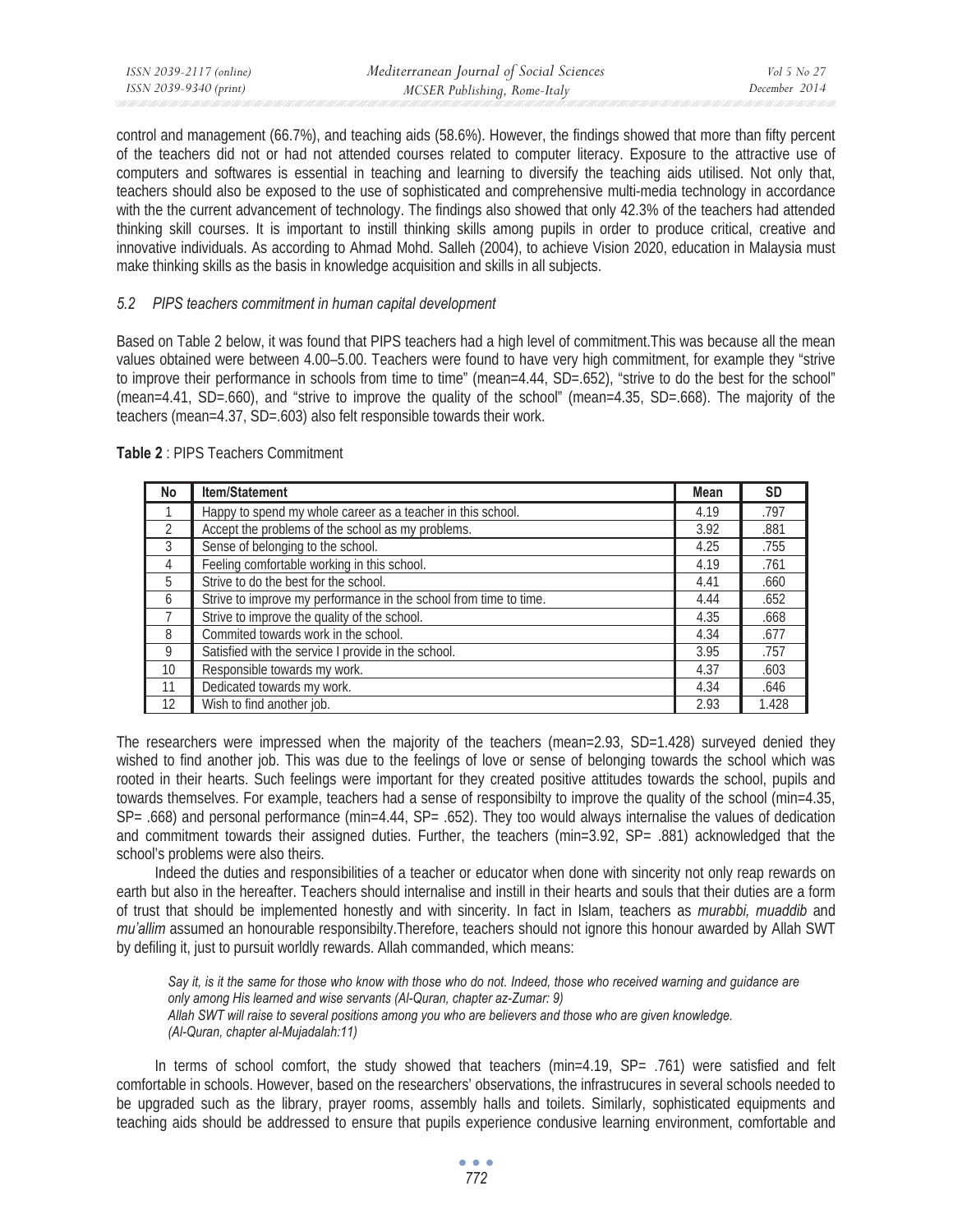control and management (66.7%), and teaching aids (58.6%). However, the findings showed that more than fifty percent of the teachers did not or had not attended courses related to computer literacy. Exposure to the attractive use of computers and softwares is essential in teaching and learning to diversify the teaching aids utilised. Not only that, teachers should also be exposed to the use of sophisticated and comprehensive multi-media technology in accordance with the the current advancement of technology. The findings also showed that only 42.3% of the teachers had attended thinking skill courses. It is important to instill thinking skills among pupils in order to produce critical, creative and innovative individuals. As according to Ahmad Mohd. Salleh (2004), to achieve Vision 2020, education in Malaysia must make thinking skills as the basis in knowledge acquisition and skills in all subjects.

### *5.2 PIPS teachers commitment in human capital development*

Based on Table 2 below, it was found that PIPS teachers had a high level of commitment.This was because all the mean values obtained were between 4.00–5.00. Teachers were found to have very high commitment, for example they "strive to improve their performance in schools from time to time" (mean=4.44, SD=.652), "strive to do the best for the school" (mean=4.41, SD=.660), and "strive to improve the quality of the school" (mean=4.35, SD=.668). The majority of the teachers (mean=4.37, SD=.603) also felt responsible towards their work.

**Table 2** : PIPS Teachers Commitment

| No | Item/Statement | Mean | SD |
|---|---|---|---|
| 1 | Happy to spend my whole career as a teacher in this school. | 4.19 | .797 |
| 2 | Accept the problems of the school as my problems. | 3.92 | .881 |
| 3 | Sense of belonging to the school. | 4.25 | .755 |
| 4 | Feeling comfortable working in this school. | 4.19 | .761 |
| 5 | Strive to do the best for the school. | 4.41 | .660 |
| 6 | Strive to improve my performance in the school from time to time. | 4.44 | .652 |
| 7 | Strive to improve the quality of the school. | 4.35 | .668 |
| 8 | Commited towards work in the school. | 4.34 | .677 |
| 9 | Satisfied with the service I provide in the school. | 3.95 | .757 |
| 10 | Responsible towards my work. | 4.37 | .603 |
| 11 | Dedicated towards my work. | 4.34 | .646 |
| 12 | Wish to find another job. | 2.93 | 1.428 |

The researchers were impressed when the majority of the teachers (mean=2.93, SD=1.428) surveyed denied they wished to find another job. This was due to the feelings of love or sense of belonging towards the school which was rooted in their hearts. Such feelings were important for they created positive attitudes towards the school, pupils and towards themselves. For example, teachers had a sense of responsibilty to improve the quality of the school (min=4.35, SP= .668) and personal performance (min=4.44, SP= .652). They too would always internalise the values of dedication and commitment towards their assigned duties. Further, the teachers (min=3.92, SP= .881) acknowledged that the school's problems were also theirs.

Indeed the duties and responsibilities of a teacher or educator when done with sincerity not only reap rewards on earth but also in the hereafter. Teachers should internalise and instill in their hearts and souls that their duties are a form of trust that should be implemented honestly and with sincerity. In fact in Islam, teachers as *murabbi, muaddib* and *mu'allim* assumed an honourable responsibilty.Therefore, teachers should not ignore this honour awarded by Allah SWT by defiling it, just to pursuit worldly rewards. Allah commanded, which means:

> *Say it, is it the same for those who know with those who do not. Indeed, those who received warning and guidance are only among His learned and wise servants (Al-Quran, chapter az-Zumar: 9)*
> *Allah SWT will raise to several positions among you who are believers and those who are given knowledge. (Al-Quran, chapter al-Mujadalah:11)*

In terms of school comfort, the study showed that teachers (min=4.19, SP= .761) were satisfied and felt comfortable in schools. However, based on the researchers' observations, the infrastrucures in several schools needed to be upgraded such as the library, prayer rooms, assembly halls and toilets. Similarly, sophisticated equipments and teaching aids should be addressed to ensure that pupils experience condusive learning environment, comfortable and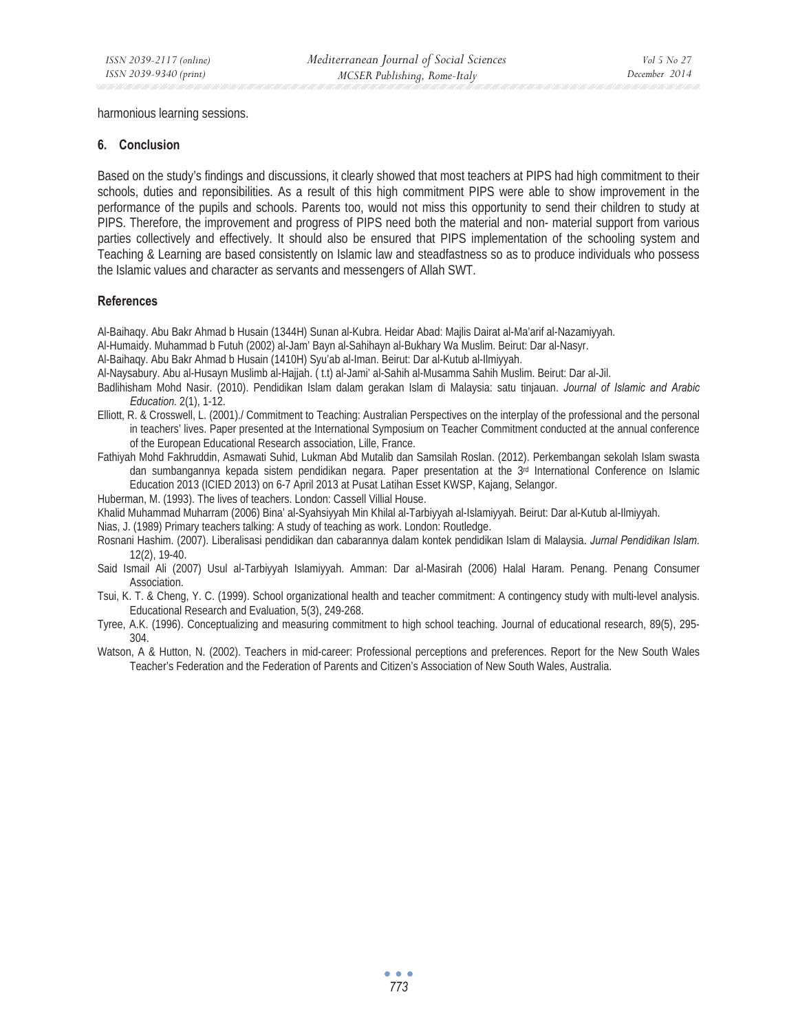harmonious learning sessions.

## 6. Conclusion

Based on the study's findings and discussions, it clearly showed that most teachers at PIPS had high commitment to their schools, duties and reponsibilities. As a result of this high commitment PIPS were able to show improvement in the performance of the pupils and schools. Parents too, would not miss this opportunity to send their children to study at PIPS. Therefore, the improvement and progress of PIPS need both the material and non- material support from various parties collectively and effectively. It should also be ensured that PIPS implementation of the schooling system and Teaching & Learning are based consistently on Islamic law and steadfastness so as to produce individuals who possess the Islamic values and character as servants and messengers of Allah SWT.

## References

Al-Baihaqy. Abu Bakr Ahmad b Husain (1344H) Sunan al-Kubra. Heidar Abad: Majlis Dairat al-Ma'arif al-Nazamiyyah.

Al-Humaidy. Muhammad b Futuh (2002) al-Jam' Bayn al-Sahihayn al-Bukhary Wa Muslim. Beirut: Dar al-Nasyr.

Al-Baihaqy. Abu Bakr Ahmad b Husain (1410H) Syu'ab al-Iman. Beirut: Dar al-Kutub al-Ilmiyyah.

Al-Naysabury. Abu al-Husayn Muslimb al-Hajjah. ( t.t) al-Jami' al-Sahih al-Musamma Sahih Muslim. Beirut: Dar al-Jil.

Badlihisham Mohd Nasir. (2010). Pendidikan Islam dalam gerakan Islam di Malaysia: satu tinjauan. *Journal of Islamic and Arabic Education.* 2(1), 1-12.

Elliott, R. & Crosswell, L. (2001)./ Commitment to Teaching: Australian Perspectives on the interplay of the professional and the personal in teachers' lives. Paper presented at the International Symposium on Teacher Commitment conducted at the annual conference of the European Educational Research association, Lille, France.

Fathiyah Mohd Fakhruddin, Asmawati Suhid, Lukman Abd Mutalib dan Samsilah Roslan. (2012). Perkembangan sekolah Islam swasta dan sumbangannya kepada sistem pendidikan negara. Paper presentation at the 3rd International Conference on Islamic Education 2013 (ICIED 2013) on 6-7 April 2013 at Pusat Latihan Esset KWSP, Kajang, Selangor.

Huberman, M. (1993). The lives of teachers. London: Cassell Villial House.

Khalid Muhammad Muharram (2006) Bina' al-Syahsiyyah Min Khilal al-Tarbiyyah al-Islamiyyah. Beirut: Dar al-Kutub al-Ilmiyyah.

Nias, J. (1989) Primary teachers talking: A study of teaching as work. London: Routledge.

Rosnani Hashim. (2007). Liberalisasi pendidikan dan cabarannya dalam kontek pendidikan Islam di Malaysia. *Jurnal Pendidikan Islam.* 12(2), 19-40.

Said Ismail Ali (2007) Usul al-Tarbiyyah Islamiyyah. Amman: Dar al-Masirah (2006) Halal Haram. Penang. Penang Consumer Association.

Tsui, K. T. & Cheng, Y. C. (1999). School organizational health and teacher commitment: A contingency study with multi-level analysis. Educational Research and Evaluation, 5(3), 249-268.

Tyree, A.K. (1996). Conceptualizing and measuring commitment to high school teaching. Journal of educational research, 89(5), 295-304.

Watson, A & Hutton, N. (2002). Teachers in mid-career: Professional perceptions and preferences. Report for the New South Wales Teacher's Federation and the Federation of Parents and Citizen's Association of New South Wales, Australia.